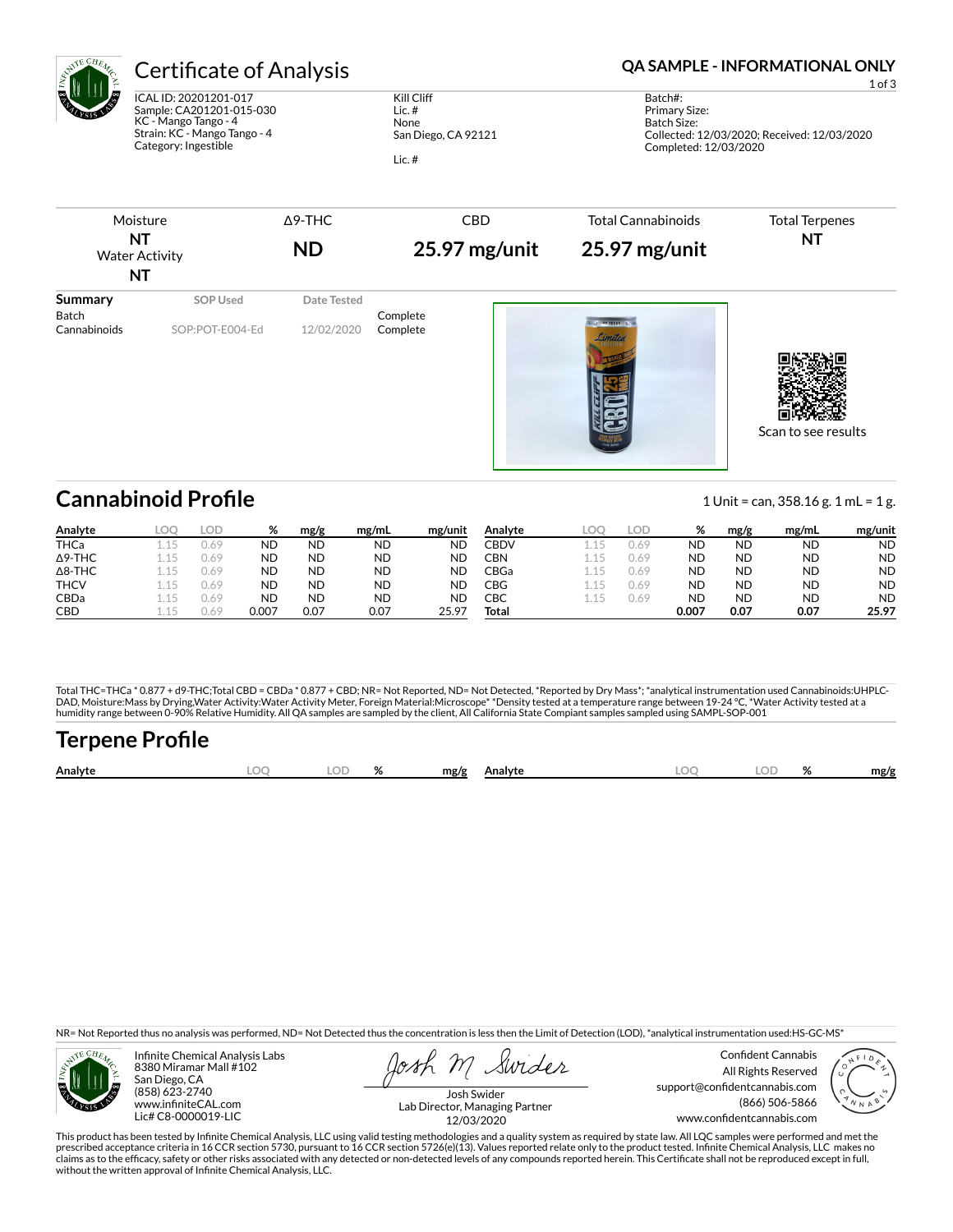# Certificate of Analysis

**QA SAMPLE - INFORMATIONAL ONLY**

ICAL ID: 20201201-017
Sample: CA201201-015-030
KC - Mango Tango - 4
Strain: KC - Mango Tango - 4
Category: Ingestible

Kill Cliff
Lic. #
None
San Diego, CA 92121

Lic. #

Batch#:
Primary Size:
Batch Size:
Collected: 12/03/2020; Received: 12/03/2020
Completed: 12/03/2020

| Moisture | Δ9-THC | CBD | Total Cannabinoids | Total Terpenes |
|---|---|---|---|---|
| **NT** | **ND** | **25.97 mg/unit** | **25.97 mg/unit** | **NT** |
| Water Activity **NT** | | | | |

| Summary | SOP Used | Date Tested | |
|---|---|---|---|
| Batch | | | Complete |
| Cannabinoids | SOP:POT-E004-Ed | 12/02/2020 | Complete |

Scan to see results

## Cannabinoid Profile

1 Unit = can, 358.16 g. 1 mL = 1 g.

| Analyte | LOQ | LOD | % | mg/g | mg/mL | mg/unit |
|---|---|---|---|---|---|---|
| THCa | 1.15 | 0.69 | ND | ND | ND | ND |
| Δ9-THC | 1.15 | 0.69 | ND | ND | ND | ND |
| Δ8-THC | 1.15 | 0.69 | ND | ND | ND | ND |
| THCV | 1.15 | 0.69 | ND | ND | ND | ND |
| CBDa | 1.15 | 0.69 | ND | ND | ND | ND |
| CBD | 1.15 | 0.69 | 0.007 | 0.07 | 0.07 | 25.97 |
| CBDV | 1.15 | 0.69 | ND | ND | ND | ND |
| CBN | 1.15 | 0.69 | ND | ND | ND | ND |
| CBGa | 1.15 | 0.69 | ND | ND | ND | ND |
| CBG | 1.15 | 0.69 | ND | ND | ND | ND |
| CBC | 1.15 | 0.69 | ND | ND | ND | ND |
| **Total** | | | **0.007** | **0.07** | **0.07** | **25.97** |

Total THC=THCa * 0.877 + d9-THC;Total CBD = CBDa * 0.877 + CBD; NR= Not Reported, ND= Not Detected, *Reported by Dry Mass*; *analytical instrumentation used Cannabinoids:UHPLC-DAD, Moisture:Mass by Drying,Water Activity:Water Activity Meter, Foreign Material:Microscope* *Density tested at a temperature range between 19-24 °C, *Water Activity tested at a humidity range between 0-90% Relative Humidity. All QA samples are sampled by the client, All California State Compiant samples sampled using SAMPL-SOP-001

## Terpene Profile

| Analyte | LOQ | LOD | % | mg/g | Analyte | LOQ | LOD | % | mg/g |
|---|---|---|---|---|---|---|---|---|---|

NR= Not Reported thus no analysis was performed, ND= Not Detected thus the concentration is less then the Limit of Detection (LOD), *analytical instrumentation used:HS-GC-MS*

Infinite Chemical Analysis Labs
8380 Miramar Mall #102
San Diego, CA
(858) 623-2740
www.infiniteCAL.com
Lic# C8-0000019-LIC

Josh Swider
Lab Director, Managing Partner
12/03/2020

Confident Cannabis
All Rights Reserved
support@confidentcannabis.com
(866) 506-5866
www.confidentcannabis.com

This product has been tested by Infinite Chemical Analysis, LLC using valid testing methodologies and a quality system as required by state law. All LQC samples were performed and met the prescribed acceptance criteria in 16 CCR section 5730, pursuant to 16 CCR section 5726(e)(13). Values reported relate only to the product tested. Infinite Chemical Analysis, LLC makes no claims as to the efficacy, safety or other risks associated with any detected or non-detected levels of any compounds reported herein. This Certificate shall not be reproduced except in full, without the written approval of Infinite Chemical Analysis, LLC.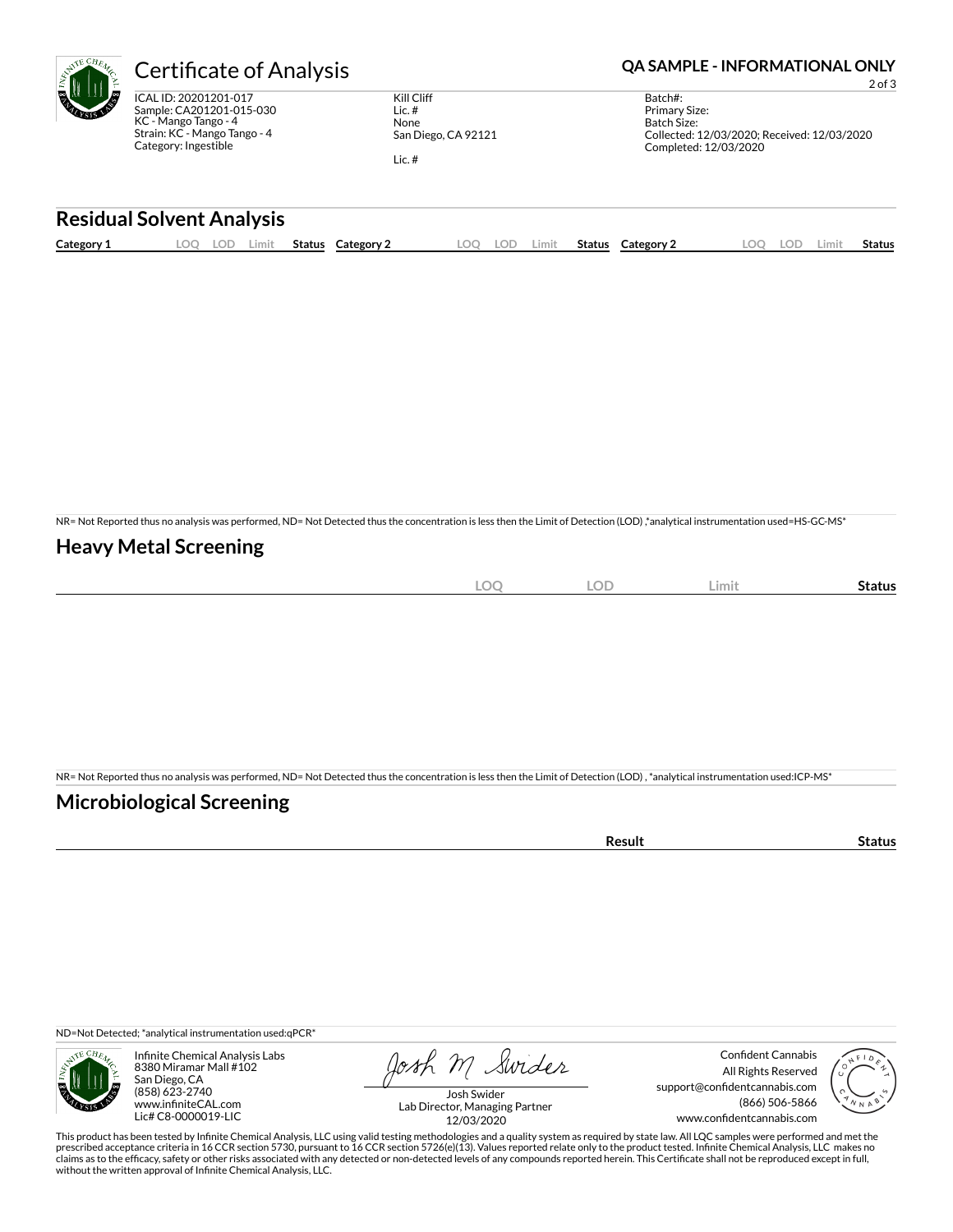# Certificate of Analysis

**QA SAMPLE - INFORMATIONAL ONLY**

ICAL ID: 20201201-017
Sample: CA201201-015-030
KC - Mango Tango - 4
Strain: KC - Mango Tango - 4
Category: Ingestible

Kill Cliff
Lic. #
None
San Diego, CA 92121

Lic. #

Batch#:
Primary Size:
Batch Size:
Collected: 12/03/2020; Received: 12/03/2020
Completed: 12/03/2020

## Residual Solvent Analysis

| Category 1 | LOQ | LOD | Limit | Status | Category 2 | LOQ | LOD | Limit | Status | Category 2 | LOQ | LOD | Limit | Status |
|---|---|---|---|---|---|---|---|---|---|---|---|---|---|---|

NR= Not Reported thus no analysis was performed, ND= Not Detected thus the concentration is less then the Limit of Detection (LOD) ,*analytical instrumentation used=HS-GC-MS*

## Heavy Metal Screening

| | LOQ | LOD | Limit | Status |
|---|---|---|---|---|

NR= Not Reported thus no analysis was performed, ND= Not Detected thus the concentration is less then the Limit of Detection (LOD) , *analytical instrumentation used:ICP-MS*

## Microbiological Screening

| | Result | Status |
|---|---|---|

ND=Not Detected; *analytical instrumentation used:qPCR*

Infinite Chemical Analysis Labs
8380 Miramar Mall #102
San Diego, CA
(858) 623-2740
www.infiniteCAL.com
Lic# C8-0000019-LIC

Josh Swider
Lab Director, Managing Partner
12/03/2020

Confident Cannabis
All Rights Reserved
support@confidentcannabis.com
(866) 506-5866
www.confidentcannabis.com

This product has been tested by Infinite Chemical Analysis, LLC using valid testing methodologies and a quality system as required by state law. All LQC samples were performed and met the prescribed acceptance criteria in 16 CCR section 5730, pursuant to 16 CCR section 5726(e)(13). Values reported relate only to the product tested. Infinite Chemical Analysis, LLC makes no claims as to the efficacy, safety or other risks associated with any detected or non-detected levels of any compounds reported herein. This Certificate shall not be reproduced except in full, without the written approval of Infinite Chemical Analysis, LLC.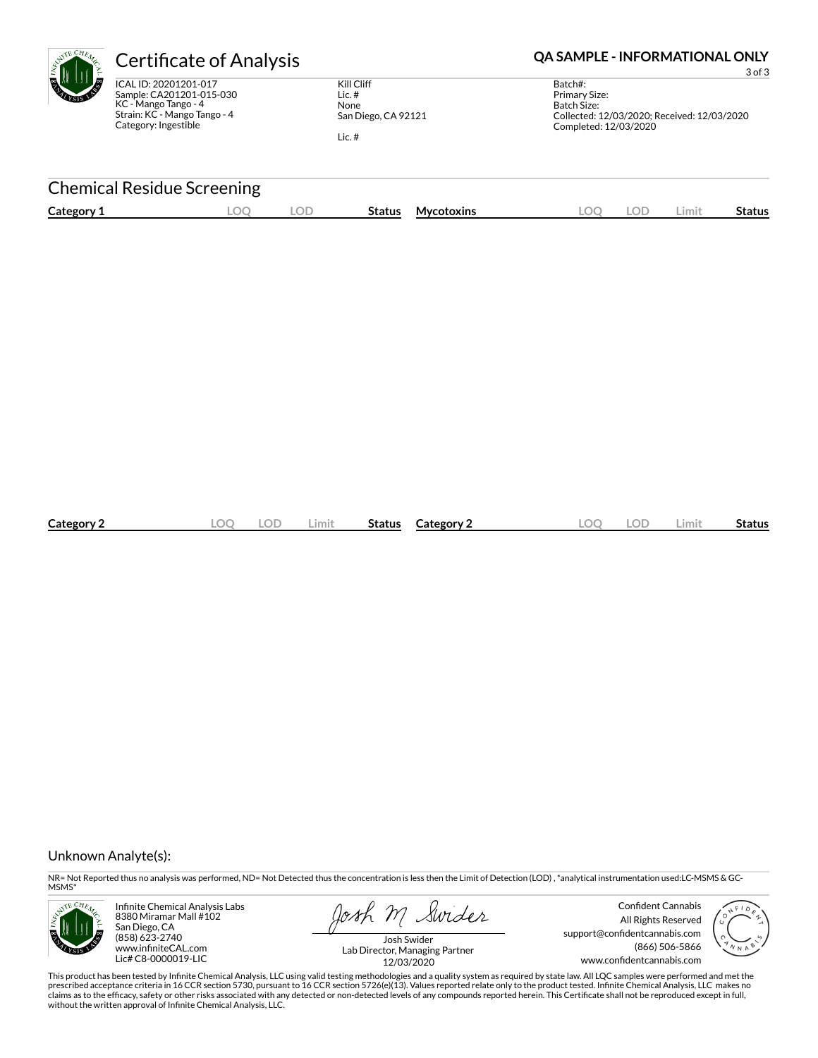# Certificate of Analysis

**QA SAMPLE - INFORMATIONAL ONLY**

ICAL ID: 20201201-017
Sample: CA201201-015-030
KC - Mango Tango - 4
Strain: KC - Mango Tango - 4
Category: Ingestible

Kill Cliff
Lic. #
None
San Diego, CA 92121

Lic. #

Batch#:
Primary Size:
Batch Size:
Collected: 12/03/2020; Received: 12/03/2020
Completed: 12/03/2020

## Chemical Residue Screening

| Category 1 | LOQ | LOD | Status |
|---|---|---|---|

| Mycotoxins | LOQ | LOD | Limit | Status |
|---|---|---|---|---|

| Category 2 | LOQ | LOD | Limit | Status |
|---|---|---|---|---|

| Category 2 | LOQ | LOD | Limit | Status |
|---|---|---|---|---|

Unknown Analyte(s):

NR= Not Reported thus no analysis was performed, ND= Not Detected thus the concentration is less then the Limit of Detection (LOD) , *analytical instrumentation used:LC-MSMS & GC-MSMS*

Infinite Chemical Analysis Labs
8380 Miramar Mall #102
San Diego, CA
(858) 623-2740
www.infiniteCAL.com
Lic# C8-0000019-LIC

Josh Swider
Lab Director, Managing Partner
12/03/2020

Confident Cannabis
All Rights Reserved
support@confidentcannabis.com
(866) 506-5866
www.confidentcannabis.com

This product has been tested by Infinite Chemical Analysis, LLC using valid testing methodologies and a quality system as required by state law. All LQC samples were performed and met the prescribed acceptance criteria in 16 CCR section 5730, pursuant to 16 CCR section 5726(e)(13). Values reported relate only to the product tested. Infinite Chemical Analysis, LLC makes no claims as to the efficacy, safety or other risks associated with any detected or non-detected levels of any compounds reported herein. This Certificate shall not be reproduced except in full, without the written approval of Infinite Chemical Analysis, LLC.